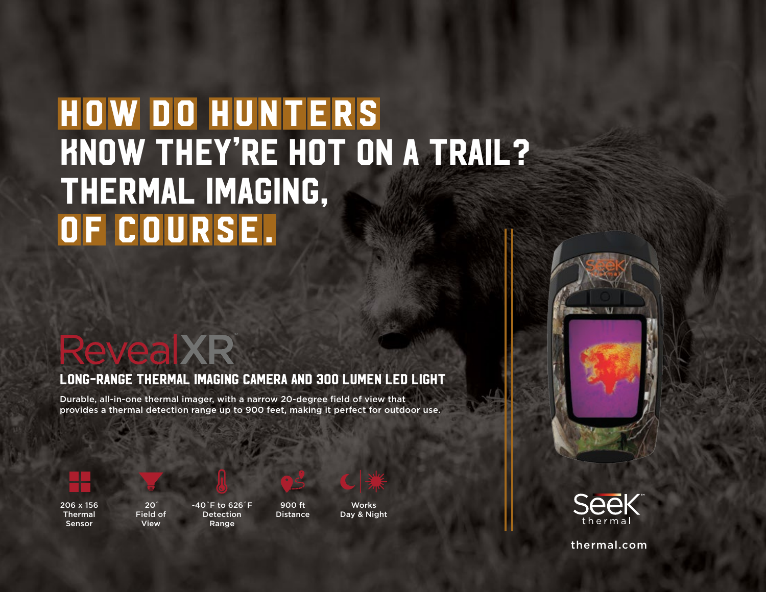# HOW DO HUNTERS KNOW THEY'RE HOT ON A TRAIL? THERMAL IMAGING, OF COURSE.

## RevealXR™

### LONG-RANGE THERMAL IMAGING CAMERA AND 300 LUMEN LED LIGHT

Durable, all-in-one thermal imager, with a narrow 20-degree field of view that provides a thermal detection range up to 900 feet, making it perfect for outdoor use.

- 206 x 156 Thermal Sensor
- 20° Field of View
- -40°F to 626°F Detection Range
- 900 ft Distance
- Works Day & Night

Seek™ thermal

thermal.com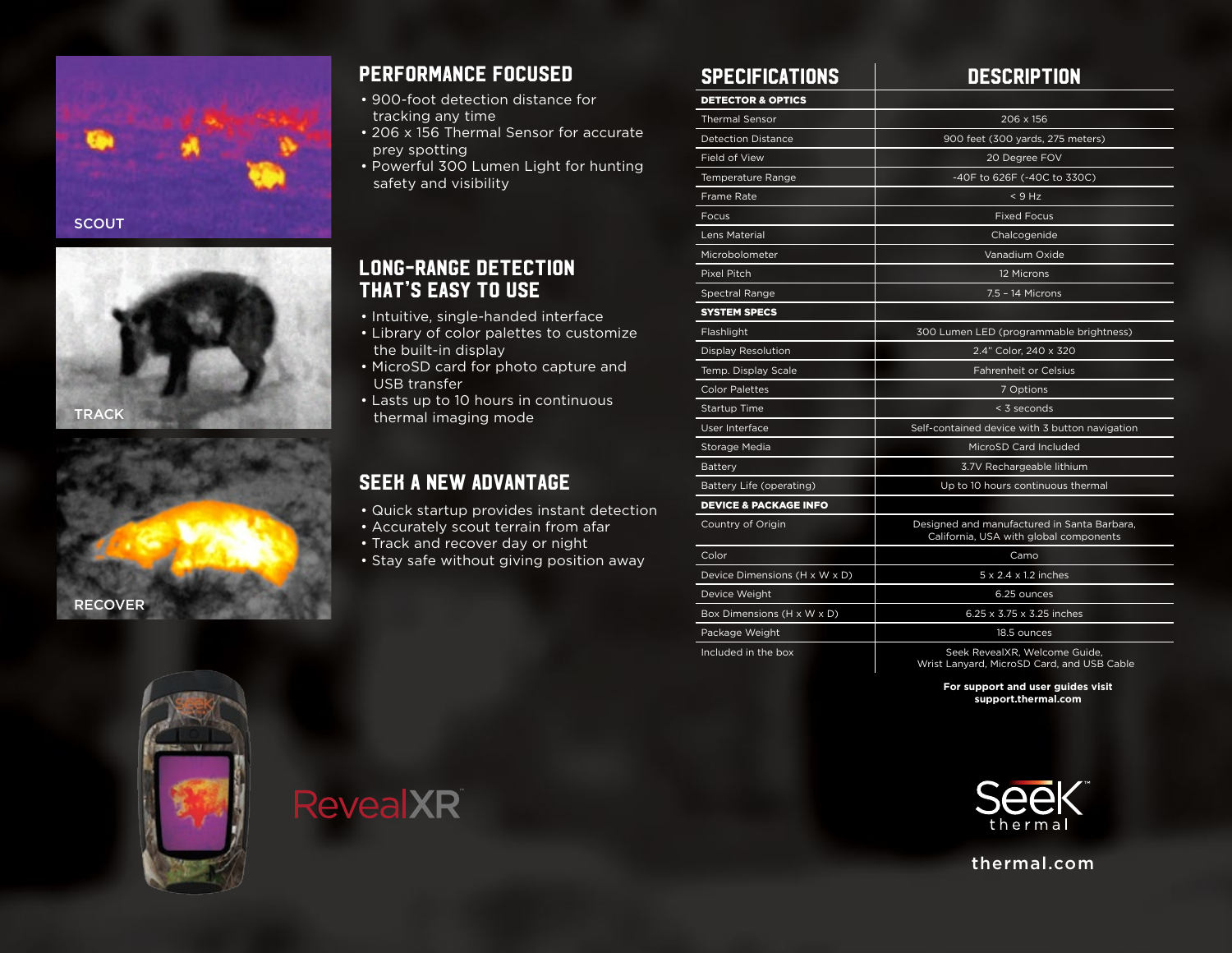SCOUT

TRACK

RECOVER

## PERFORMANCE FOCUSED

- 900-foot detection distance for tracking any time
- 206 x 156 Thermal Sensor for accurate prey spotting
- Powerful 300 Lumen Light for hunting safety and visibility

## LONG-RANGE DETECTION THAT'S EASY TO USE

- Intuitive, single-handed interface
- Library of color palettes to customize the built-in display
- MicroSD card for photo capture and USB transfer
- Lasts up to 10 hours in continuous thermal imaging mode

## SEEK A NEW ADVANTAGE

- Quick startup provides instant detection
- Accurately scout terrain from afar
- Track and recover day or night
- Stay safe without giving position away

RevealXR™

| SPECIFICATIONS | DESCRIPTION |
|---|---|
| **DETECTOR & OPTICS** | |
| Thermal Sensor | 206 x 156 |
| Detection Distance | 900 feet (300 yards, 275 meters) |
| Field of View | 20 Degree FOV |
| Temperature Range | -40F to 626F (-40C to 330C) |
| Frame Rate | < 9 Hz |
| Focus | Fixed Focus |
| Lens Material | Chalcogenide |
| Microbolometer | Vanadium Oxide |
| Pixel Pitch | 12 Microns |
| Spectral Range | 7.5 – 14 Microns |
| **SYSTEM SPECS** | |
| Flashlight | 300 Lumen LED (programmable brightness) |
| Display Resolution | 2.4" Color, 240 x 320 |
| Temp. Display Scale | Fahrenheit or Celsius |
| Color Palettes | 7 Options |
| Startup Time | < 3 seconds |
| User Interface | Self-contained device with 3 button navigation |
| Storage Media | MicroSD Card Included |
| Battery | 3.7V Rechargeable lithium |
| Battery Life (operating) | Up to 10 hours continuous thermal |
| **DEVICE & PACKAGE INFO** | |
| Country of Origin | Designed and manufactured in Santa Barbara, California, USA with global components |
| Color | Camo |
| Device Dimensions (H x W x D) | 5 x 2.4 x 1.2 inches |
| Device Weight | 6.25 ounces |
| Box Dimensions (H x W x D) | 6.25 x 3.75 x 3.25 inches |
| Package Weight | 18.5 ounces |
| Included in the box | Seek RevealXR, Welcome Guide, Wrist Lanyard, MicroSD Card, and USB Cable |

**For support and user guides visit support.thermal.com**

Seek™ thermal

thermal.com